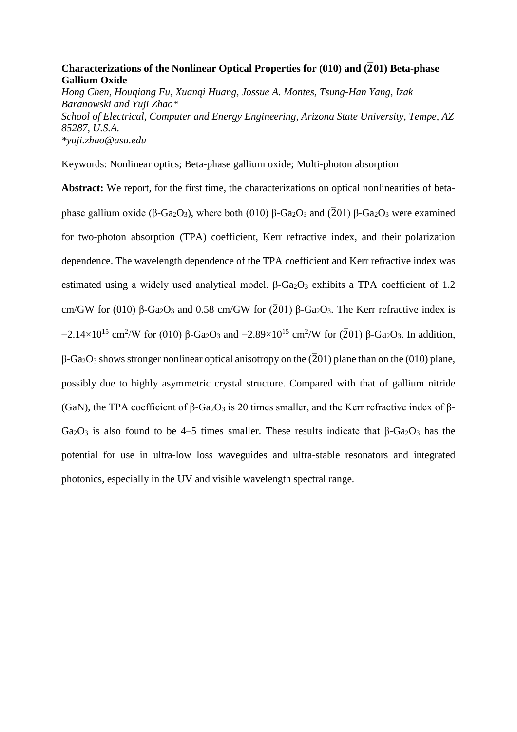**Characterizations of the Nonlinear Optical Properties for (010) and ($\bar{2}$01) Beta-phase Gallium Oxide**

*Hong Chen, Houqiang Fu, Xuanqi Huang, Jossue A. Montes, Tsung-Han Yang, Izak Baranowski and Yuji Zhao**

*School of Electrical, Computer and Energy Engineering, Arizona State University, Tempe, AZ 85287, U.S.A.*

**yuji.zhao@asu.edu*

Keywords: Nonlinear optics; Beta-phase gallium oxide; Multi-photon absorption

**Abstract:** We report, for the first time, the characterizations on optical nonlinearities of beta-phase gallium oxide (β-$Ga_2O_3$), where both (010) β-$Ga_2O_3$ and ($\bar{2}$01) β-$Ga_2O_3$ were examined for two-photon absorption (TPA) coefficient, Kerr refractive index, and their polarization dependence. The wavelength dependence of the TPA coefficient and Kerr refractive index was estimated using a widely used analytical model. β-$Ga_2O_3$ exhibits a TPA coefficient of 1.2 cm/GW for (010) β-$Ga_2O_3$ and 0.58 cm/GW for ($\bar{2}$01) β-$Ga_2O_3$. The Kerr refractive index is $-2.14\times10^{15}$ cm$^2$/W for (010) β-$Ga_2O_3$ and $-2.89\times10^{15}$ cm$^2$/W for ($\bar{2}$01) β-$Ga_2O_3$. In addition, β-$Ga_2O_3$ shows stronger nonlinear optical anisotropy on the ($\bar{2}$01) plane than on the (010) plane, possibly due to highly asymmetric crystal structure. Compared with that of gallium nitride (GaN), the TPA coefficient of β-$Ga_2O_3$ is 20 times smaller, and the Kerr refractive index of β-$Ga_2O_3$ is also found to be 4–5 times smaller. These results indicate that β-$Ga_2O_3$ has the potential for use in ultra-low loss waveguides and ultra-stable resonators and integrated photonics, especially in the UV and visible wavelength spectral range.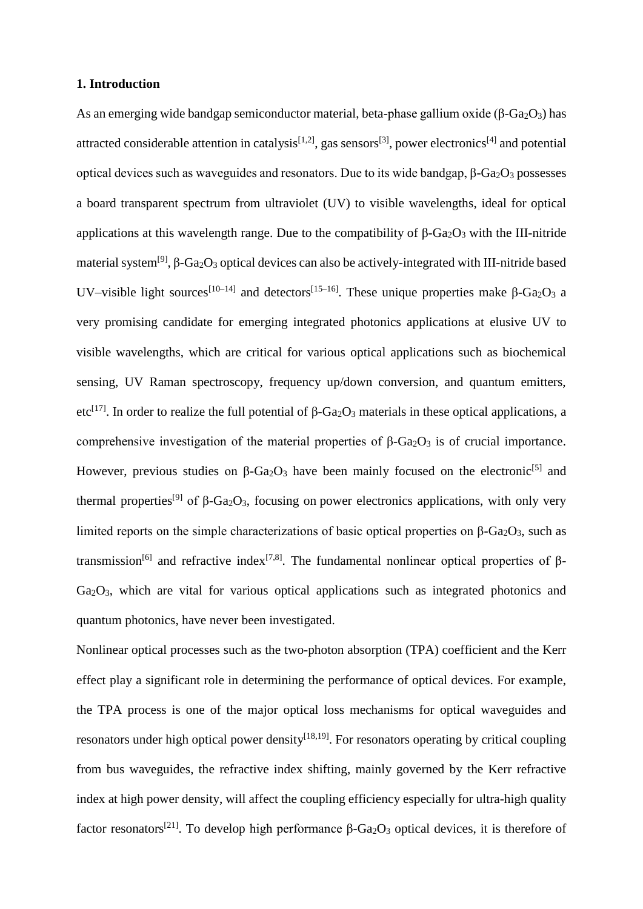## 1. Introduction

As an emerging wide bandgap semiconductor material, beta-phase gallium oxide (β-$Ga_2O_3$) has attracted considerable attention in catalysis[1,2], gas sensors[3], power electronics[4] and potential optical devices such as waveguides and resonators. Due to its wide bandgap, β-$Ga_2O_3$ possesses a board transparent spectrum from ultraviolet (UV) to visible wavelengths, ideal for optical applications at this wavelength range. Due to the compatibility of β-$Ga_2O_3$ with the III-nitride material system[9], β-$Ga_2O_3$ optical devices can also be actively-integrated with III-nitride based UV–visible light sources[10–14] and detectors[15–16]. These unique properties make β-$Ga_2O_3$ a very promising candidate for emerging integrated photonics applications at elusive UV to visible wavelengths, which are critical for various optical applications such as biochemical sensing, UV Raman spectroscopy, frequency up/down conversion, and quantum emitters, etc[17]. In order to realize the full potential of β-$Ga_2O_3$ materials in these optical applications, a comprehensive investigation of the material properties of β-$Ga_2O_3$ is of crucial importance. However, previous studies on β-$Ga_2O_3$ have been mainly focused on the electronic[5] and thermal properties[9] of β-$Ga_2O_3$, focusing on power electronics applications, with only very limited reports on the simple characterizations of basic optical properties on β-$Ga_2O_3$, such as transmission[6] and refractive index[7,8]. The fundamental nonlinear optical properties of β-$Ga_2O_3$, which are vital for various optical applications such as integrated photonics and quantum photonics, have never been investigated.

Nonlinear optical processes such as the two-photon absorption (TPA) coefficient and the Kerr effect play a significant role in determining the performance of optical devices. For example, the TPA process is one of the major optical loss mechanisms for optical waveguides and resonators under high optical power density[18,19]. For resonators operating by critical coupling from bus waveguides, the refractive index shifting, mainly governed by the Kerr refractive index at high power density, will affect the coupling efficiency especially for ultra-high quality factor resonators[21]. To develop high performance β-$Ga_2O_3$ optical devices, it is therefore of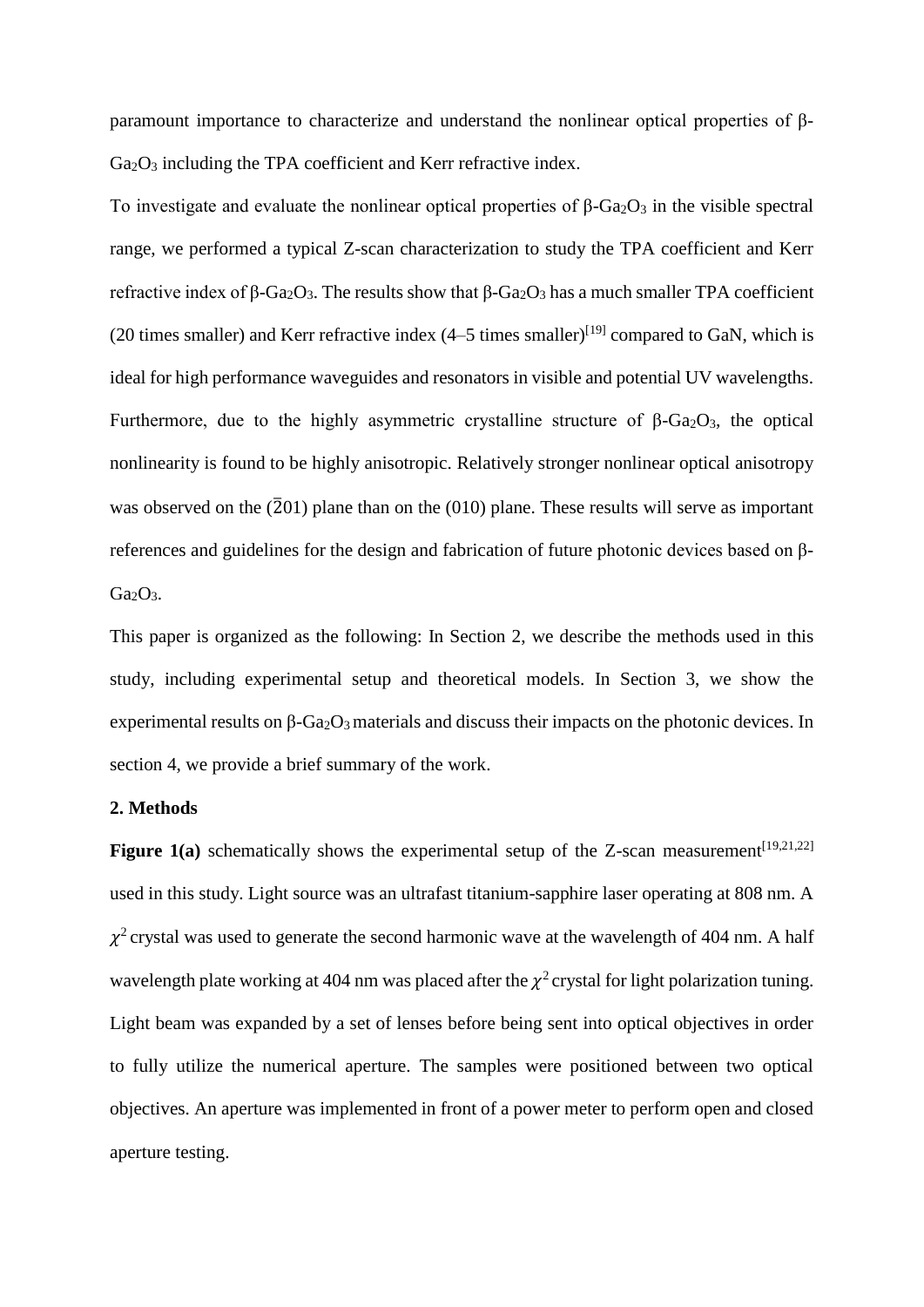paramount importance to characterize and understand the nonlinear optical properties of β-$Ga_2O_3$ including the TPA coefficient and Kerr refractive index.

To investigate and evaluate the nonlinear optical properties of β-$Ga_2O_3$ in the visible spectral range, we performed a typical Z-scan characterization to study the TPA coefficient and Kerr refractive index of β-$Ga_2O_3$. The results show that β-$Ga_2O_3$ has a much smaller TPA coefficient (20 times smaller) and Kerr refractive index (4–5 times smaller)[19] compared to GaN, which is ideal for high performance waveguides and resonators in visible and potential UV wavelengths. Furthermore, due to the highly asymmetric crystalline structure of β-$Ga_2O_3$, the optical nonlinearity is found to be highly anisotropic. Relatively stronger nonlinear optical anisotropy was observed on the ($\bar{2}01$) plane than on the (010) plane. These results will serve as important references and guidelines for the design and fabrication of future photonic devices based on β-$Ga_2O_3$.

This paper is organized as the following: In Section 2, we describe the methods used in this study, including experimental setup and theoretical models. In Section 3, we show the experimental results on β-$Ga_2O_3$ materials and discuss their impacts on the photonic devices. In section 4, we provide a brief summary of the work.

## 2. Methods

**Figure 1(a)** schematically shows the experimental setup of the Z-scan measurement[19,21,22] used in this study. Light source was an ultrafast titanium-sapphire laser operating at 808 nm. A $\chi^2$ crystal was used to generate the second harmonic wave at the wavelength of 404 nm. A half wavelength plate working at 404 nm was placed after the $\chi^2$ crystal for light polarization tuning. Light beam was expanded by a set of lenses before being sent into optical objectives in order to fully utilize the numerical aperture. The samples were positioned between two optical objectives. An aperture was implemented in front of a power meter to perform open and closed aperture testing.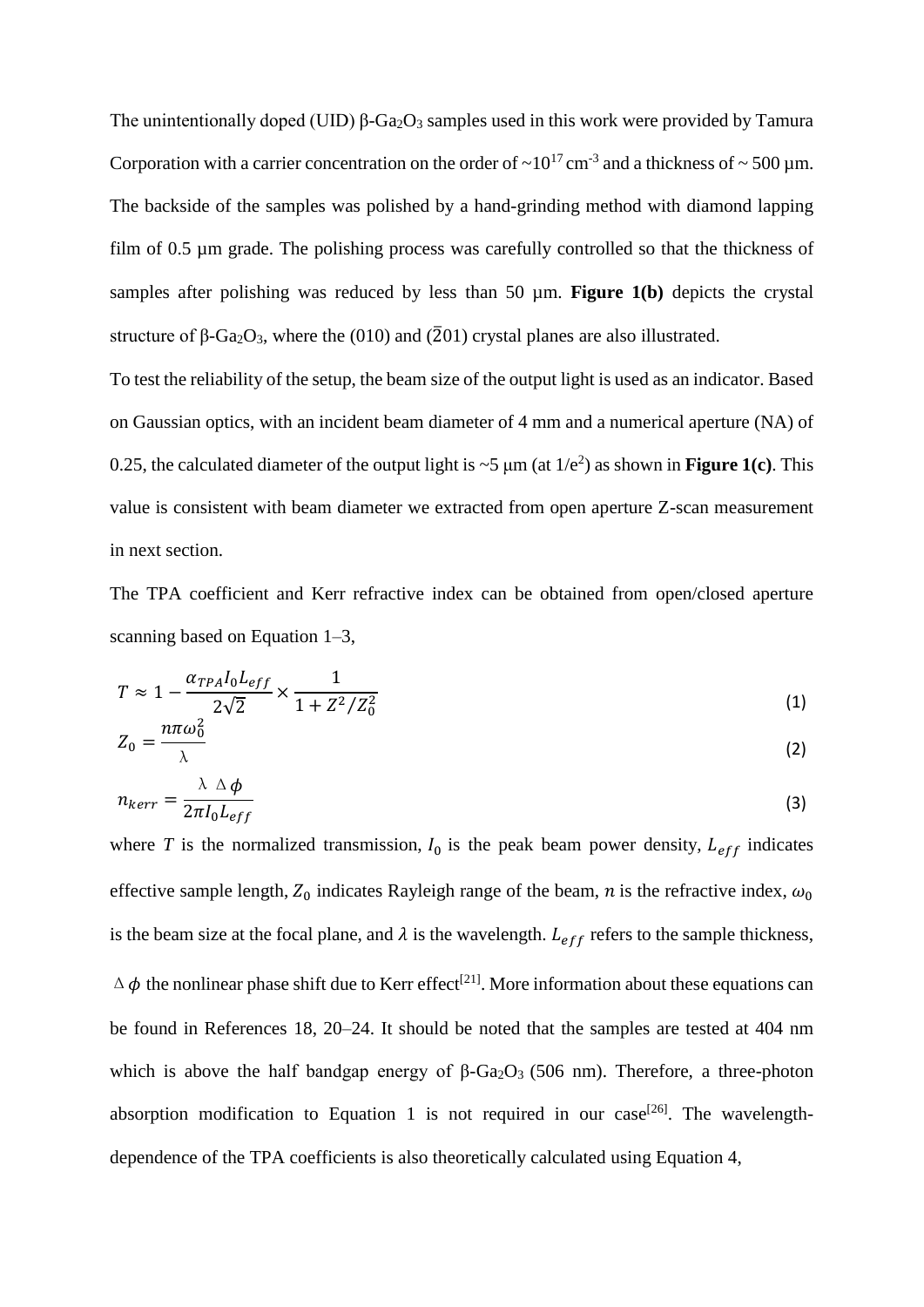The unintentionally doped (UID) β-$Ga_2O_3$ samples used in this work were provided by Tamura Corporation with a carrier concentration on the order of ~$10^{17}$ $cm^{-3}$ and a thickness of ~ 500 µm. The backside of the samples was polished by a hand-grinding method with diamond lapping film of 0.5 µm grade. The polishing process was carefully controlled so that the thickness of samples after polishing was reduced by less than 50 µm. **Figure 1(b)** depicts the crystal structure of β-$Ga_2O_3$, where the (010) and ($\bar{2}$01) crystal planes are also illustrated.

To test the reliability of the setup, the beam size of the output light is used as an indicator. Based on Gaussian optics, with an incident beam diameter of 4 mm and a numerical aperture (NA) of 0.25, the calculated diameter of the output light is ~5 µm (at $1/e^2$) as shown in **Figure 1(c)**. This value is consistent with beam diameter we extracted from open aperture Z-scan measurement in next section.

The TPA coefficient and Kerr refractive index can be obtained from open/closed aperture scanning based on Equation 1–3,

$$T \approx 1 - \frac{\alpha_{TPA} I_0 L_{eff}}{2\sqrt{2}} \times \frac{1}{1 + Z^2/Z_0^2} \tag{1}$$

$$Z_0 = \frac{n\pi\omega_0^2}{\lambda} \tag{2}$$

$$n_{kerr} = \frac{\lambda \ \Delta\phi}{2\pi I_0 L_{eff}} \tag{3}$$

where $T$ is the normalized transmission, $I_0$ is the peak beam power density, $L_{eff}$ indicates effective sample length, $Z_0$ indicates Rayleigh range of the beam, $n$ is the refractive index, $\omega_0$ is the beam size at the focal plane, and $\lambda$ is the wavelength. $L_{eff}$ refers to the sample thickness, $\Delta\phi$ the nonlinear phase shift due to Kerr effect[21]. More information about these equations can be found in References 18, 20–24. It should be noted that the samples are tested at 404 nm which is above the half bandgap energy of β-$Ga_2O_3$ (506 nm). Therefore, a three-photon absorption modification to Equation 1 is not required in our case[26]. The wavelength-dependence of the TPA coefficients is also theoretically calculated using Equation 4,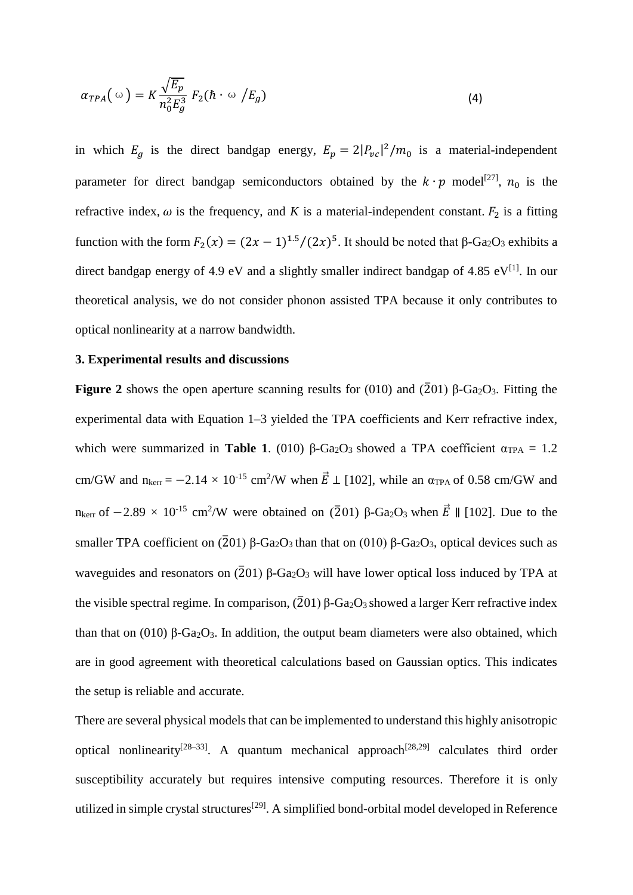$$\alpha_{TPA}(\omega) = K\frac{\sqrt{E_p}}{n_0^2 E_g^3} F_2(\hbar \cdot \omega / E_g) \tag{4}$$

in which $E_g$ is the direct bandgap energy, $E_p = 2|P_{vc}|^2/m_0$ is a material-independent parameter for direct bandgap semiconductors obtained by the $k \cdot p$ model[27], $n_0$ is the refractive index, $\omega$ is the frequency, and $K$ is a material-independent constant. $F_2$ is a fitting function with the form $F_2(x) = (2x-1)^{1.5}/(2x)^5$. It should be noted that β-$Ga_2O_3$ exhibits a direct bandgap energy of 4.9 eV and a slightly smaller indirect bandgap of 4.85 eV[1]. In our theoretical analysis, we do not consider phonon assisted TPA because it only contributes to optical nonlinearity at a narrow bandwidth.

**3. Experimental results and discussions**

**Figure 2** shows the open aperture scanning results for (010) and ($\bar{2}$01) β-$Ga_2O_3$. Fitting the experimental data with Equation 1–3 yielded the TPA coefficients and Kerr refractive index, which were summarized in **Table 1**. (010) β-$Ga_2O_3$ showed a TPA coefficient $\alpha_{TPA}$ = 1.2 cm/GW and $n_{kerr} = -2.14 \times 10^{-15}$ cm²/W when $\vec{E} \perp$ [102], while an $\alpha_{TPA}$ of 0.58 cm/GW and $n_{kerr}$ of $-2.89 \times 10^{-15}$ cm²/W were obtained on ($\bar{2}$01) β-$Ga_2O_3$ when $\vec{E} \parallel$ [102]. Due to the smaller TPA coefficient on ($\bar{2}$01) β-$Ga_2O_3$ than that on (010) β-$Ga_2O_3$, optical devices such as waveguides and resonators on ($\bar{2}$01) β-$Ga_2O_3$ will have lower optical loss induced by TPA at the visible spectral regime. In comparison, ($\bar{2}$01) β-$Ga_2O_3$ showed a larger Kerr refractive index than that on (010) β-$Ga_2O_3$. In addition, the output beam diameters were also obtained, which are in good agreement with theoretical calculations based on Gaussian optics. This indicates the setup is reliable and accurate.

There are several physical models that can be implemented to understand this highly anisotropic optical nonlinearity[28–33]. A quantum mechanical approach[28,29] calculates third order susceptibility accurately but requires intensive computing resources. Therefore it is only utilized in simple crystal structures[29]. A simplified bond-orbital model developed in Reference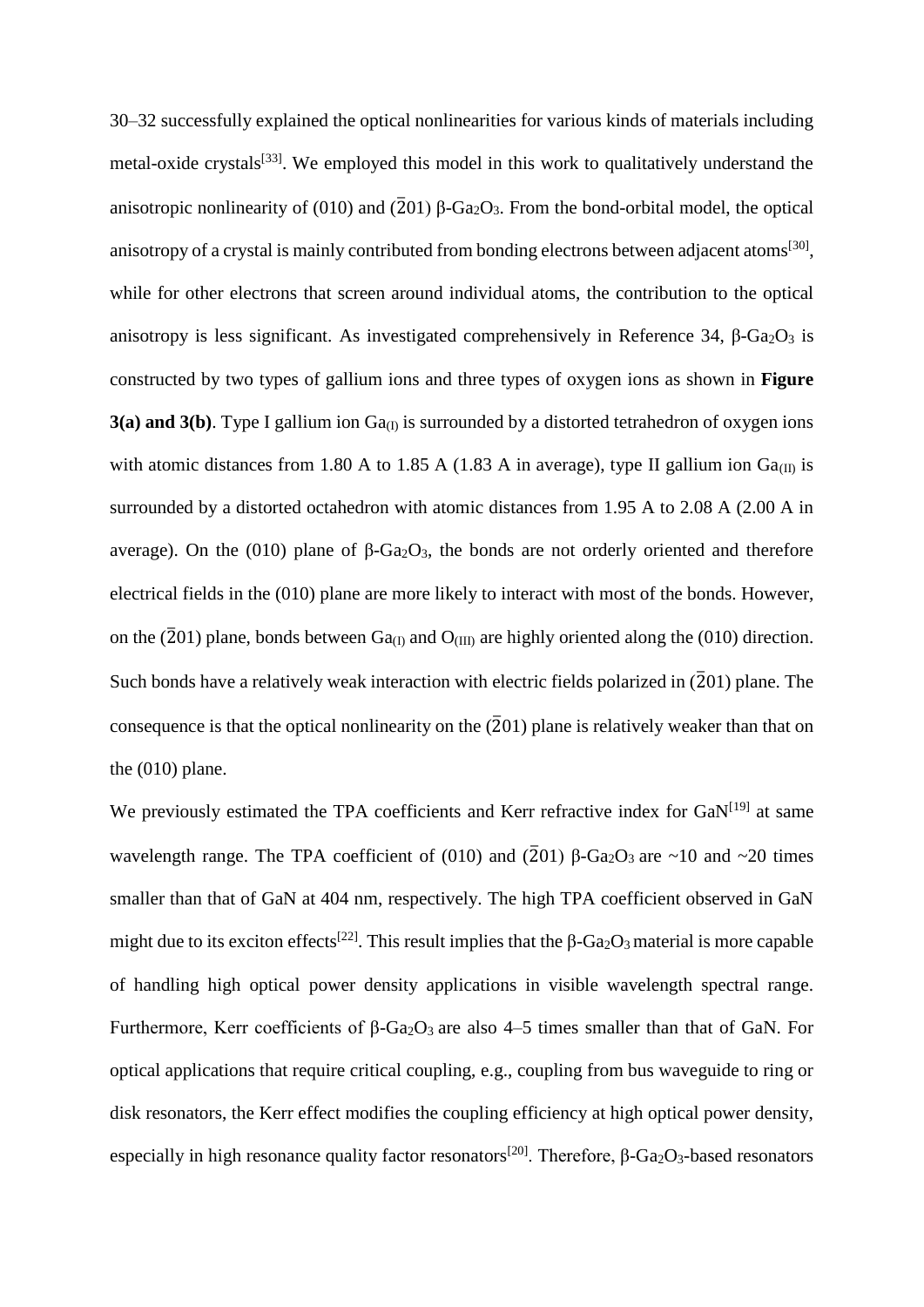30–32 successfully explained the optical nonlinearities for various kinds of materials including metal-oxide crystals[33]. We employed this model in this work to qualitatively understand the anisotropic nonlinearity of (010) and ($\bar{2}$01) β-$Ga_2O_3$. From the bond-orbital model, the optical anisotropy of a crystal is mainly contributed from bonding electrons between adjacent atoms[30], while for other electrons that screen around individual atoms, the contribution to the optical anisotropy is less significant. As investigated comprehensively in Reference 34, β-$Ga_2O_3$ is constructed by two types of gallium ions and three types of oxygen ions as shown in **Figure 3(a) and 3(b)**. Type I gallium ion $Ga_{(I)}$ is surrounded by a distorted tetrahedron of oxygen ions with atomic distances from 1.80 A to 1.85 A (1.83 A in average), type II gallium ion $Ga_{(II)}$ is surrounded by a distorted octahedron with atomic distances from 1.95 A to 2.08 A (2.00 A in average). On the (010) plane of β-$Ga_2O_3$, the bonds are not orderly oriented and therefore electrical fields in the (010) plane are more likely to interact with most of the bonds. However, on the ($\bar{2}$01) plane, bonds between $Ga_{(I)}$ and $O_{(III)}$ are highly oriented along the (010) direction. Such bonds have a relatively weak interaction with electric fields polarized in ($\bar{2}$01) plane. The consequence is that the optical nonlinearity on the ($\bar{2}$01) plane is relatively weaker than that on the (010) plane.

We previously estimated the TPA coefficients and Kerr refractive index for GaN[19] at same wavelength range. The TPA coefficient of (010) and ($\bar{2}$01) β-$Ga_2O_3$ are ~10 and ~20 times smaller than that of GaN at 404 nm, respectively. The high TPA coefficient observed in GaN might due to its exciton effects[22]. This result implies that the β-$Ga_2O_3$ material is more capable of handling high optical power density applications in visible wavelength spectral range. Furthermore, Kerr coefficients of β-$Ga_2O_3$ are also 4–5 times smaller than that of GaN. For optical applications that require critical coupling, e.g., coupling from bus waveguide to ring or disk resonators, the Kerr effect modifies the coupling efficiency at high optical power density, especially in high resonance quality factor resonators[20]. Therefore, β-$Ga_2O_3$-based resonators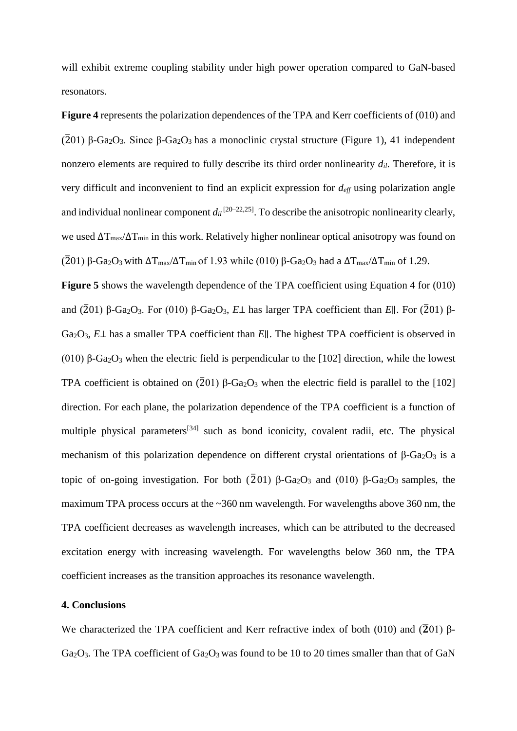will exhibit extreme coupling stability under high power operation compared to GaN-based resonators.

**Figure 4** represents the polarization dependences of the TPA and Kerr coefficients of (010) and ($\bar{2}$01) β-$Ga_2O_3$. Since β-$Ga_2O_3$ has a monoclinic crystal structure (Figure 1), 41 independent nonzero elements are required to fully describe its third order nonlinearity $d_{il}$. Therefore, it is very difficult and inconvenient to find an explicit expression for $d_{eff}$ using polarization angle and individual nonlinear component $d_{il}$ [20–22,25]. To describe the anisotropic nonlinearity clearly, we used $\Delta T_{max}/\Delta T_{min}$ in this work. Relatively higher nonlinear optical anisotropy was found on ($\bar{2}$01) β-$Ga_2O_3$ with $\Delta T_{max}/\Delta T_{min}$ of 1.93 while (010) β-$Ga_2O_3$ had a $\Delta T_{max}/\Delta T_{min}$ of 1.29.

**Figure 5** shows the wavelength dependence of the TPA coefficient using Equation 4 for (010) and ($\bar{2}$01) β-$Ga_2O_3$. For (010) β-$Ga_2O_3$, $E\perp$ has larger TPA coefficient than $E\parallel$. For ($\bar{2}$01) β-$Ga_2O_3$, $E\perp$ has a smaller TPA coefficient than $E\parallel$. The highest TPA coefficient is observed in (010) β-$Ga_2O_3$ when the electric field is perpendicular to the [102] direction, while the lowest TPA coefficient is obtained on ($\bar{2}$01) β-$Ga_2O_3$ when the electric field is parallel to the [102] direction. For each plane, the polarization dependence of the TPA coefficient is a function of multiple physical parameters[34] such as bond iconicity, covalent radii, etc. The physical mechanism of this polarization dependence on different crystal orientations of β-$Ga_2O_3$ is a topic of on-going investigation. For both ($\bar{2}$01) β-$Ga_2O_3$ and (010) β-$Ga_2O_3$ samples, the maximum TPA process occurs at the ~360 nm wavelength. For wavelengths above 360 nm, the TPA coefficient decreases as wavelength increases, which can be attributed to the decreased excitation energy with increasing wavelength. For wavelengths below 360 nm, the TPA coefficient increases as the transition approaches its resonance wavelength.

## 4. Conclusions

We characterized the TPA coefficient and Kerr refractive index of both (010) and ($\bar{2}$01) β-$Ga_2O_3$. The TPA coefficient of $Ga_2O_3$ was found to be 10 to 20 times smaller than that of GaN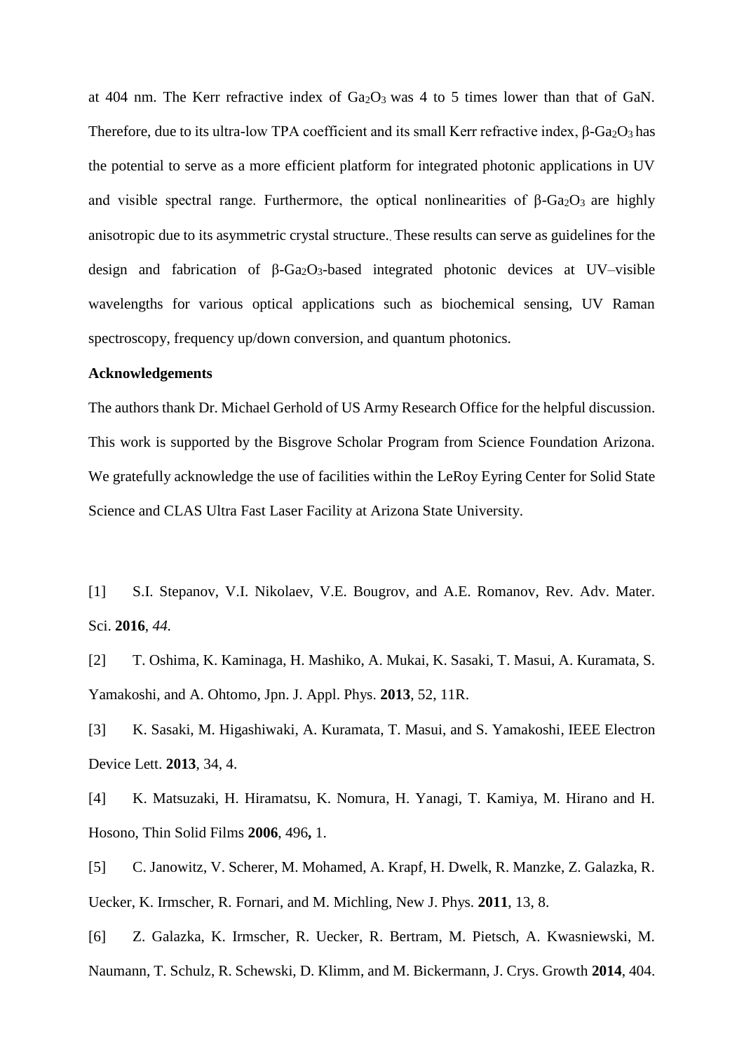at 404 nm. The Kerr refractive index of $Ga_2O_3$ was 4 to 5 times lower than that of GaN. Therefore, due to its ultra-low TPA coefficient and its small Kerr refractive index, β-$Ga_2O_3$ has the potential to serve as a more efficient platform for integrated photonic applications in UV and visible spectral range. Furthermore, the optical nonlinearities of β-$Ga_2O_3$ are highly anisotropic due to its asymmetric crystal structure. These results can serve as guidelines for the design and fabrication of β-$Ga_2O_3$-based integrated photonic devices at UV–visible wavelengths for various optical applications such as biochemical sensing, UV Raman spectroscopy, frequency up/down conversion, and quantum photonics.

**Acknowledgements**

The authors thank Dr. Michael Gerhold of US Army Research Office for the helpful discussion. This work is supported by the Bisgrove Scholar Program from Science Foundation Arizona. We gratefully acknowledge the use of facilities within the LeRoy Eyring Center for Solid State Science and CLAS Ultra Fast Laser Facility at Arizona State University.

[1] S.I. Stepanov, V.I. Nikolaev, V.E. Bougrov, and A.E. Romanov, Rev. Adv. Mater. Sci. **2016**, *44.*

[2] T. Oshima, K. Kaminaga, H. Mashiko, A. Mukai, K. Sasaki, T. Masui, A. Kuramata, S. Yamakoshi, and A. Ohtomo, Jpn. J. Appl. Phys. **2013**, 52, 11R.

[3] K. Sasaki, M. Higashiwaki, A. Kuramata, T. Masui, and S. Yamakoshi, IEEE Electron Device Lett. **2013**, 34, 4.

[4] K. Matsuzaki, H. Hiramatsu, K. Nomura, H. Yanagi, T. Kamiya, M. Hirano and H. Hosono, Thin Solid Films **2006**, 496**,** 1.

[5] C. Janowitz, V. Scherer, M. Mohamed, A. Krapf, H. Dwelk, R. Manzke, Z. Galazka, R. Uecker, K. Irmscher, R. Fornari, and M. Michling, New J. Phys. **2011**, 13, 8.

[6] Z. Galazka, K. Irmscher, R. Uecker, R. Bertram, M. Pietsch, A. Kwasniewski, M. Naumann, T. Schulz, R. Schewski, D. Klimm, and M. Bickermann, J. Crys. Growth **2014**, 404.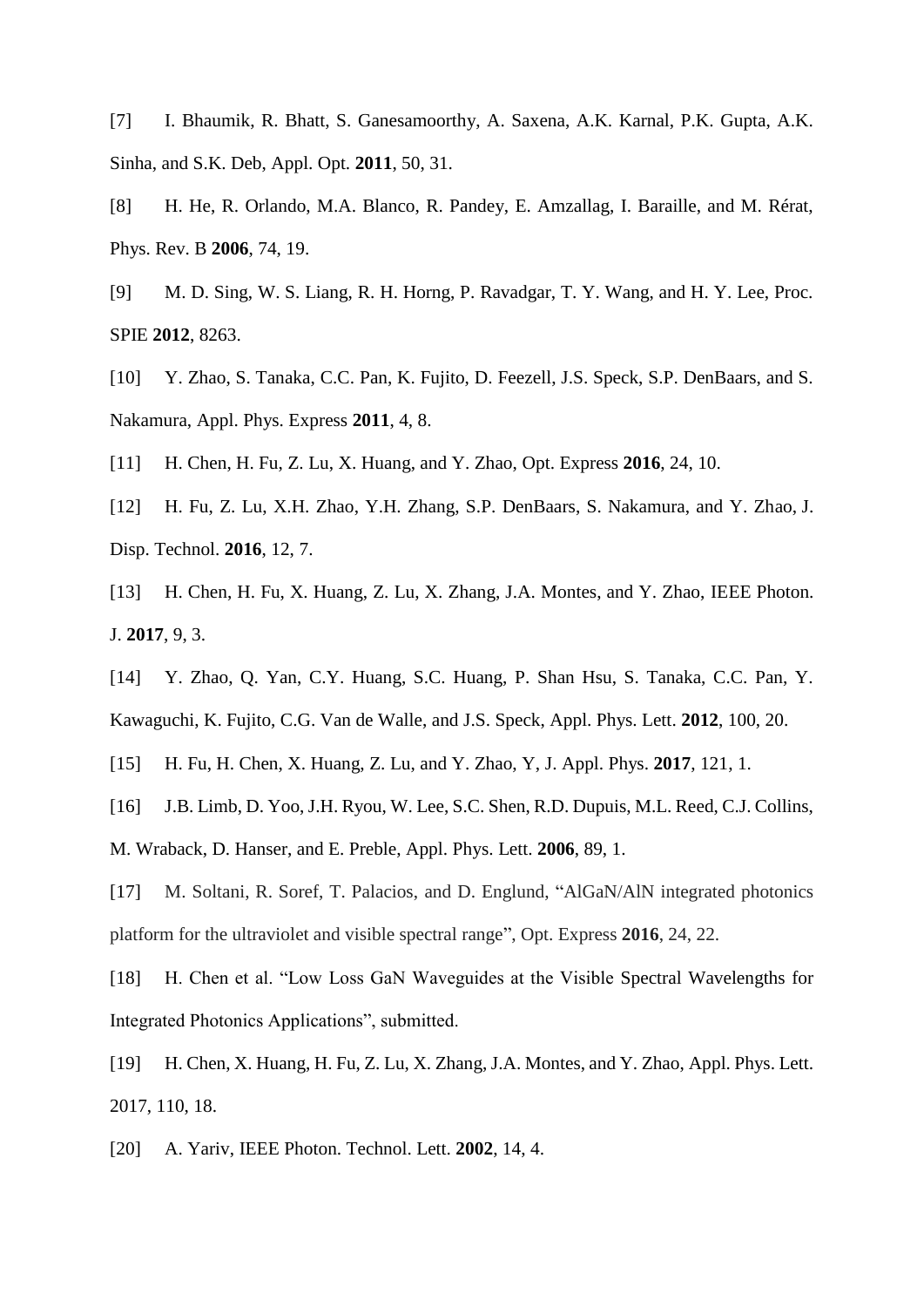[7] I. Bhaumik, R. Bhatt, S. Ganesamoorthy, A. Saxena, A.K. Karnal, P.K. Gupta, A.K. Sinha, and S.K. Deb, Appl. Opt. **2011**, 50, 31.

[8] H. He, R. Orlando, M.A. Blanco, R. Pandey, E. Amzallag, I. Baraille, and M. Rérat, Phys. Rev. B **2006**, 74, 19.

[9] M. D. Sing, W. S. Liang, R. H. Horng, P. Ravadgar, T. Y. Wang, and H. Y. Lee, Proc. SPIE **2012**, 8263.

[10] Y. Zhao, S. Tanaka, C.C. Pan, K. Fujito, D. Feezell, J.S. Speck, S.P. DenBaars, and S. Nakamura, Appl. Phys. Express **2011**, 4, 8.

[11] H. Chen, H. Fu, Z. Lu, X. Huang, and Y. Zhao, Opt. Express **2016**, 24, 10.

[12] H. Fu, Z. Lu, X.H. Zhao, Y.H. Zhang, S.P. DenBaars, S. Nakamura, and Y. Zhao, J. Disp. Technol. **2016**, 12, 7.

[13] H. Chen, H. Fu, X. Huang, Z. Lu, X. Zhang, J.A. Montes, and Y. Zhao, IEEE Photon. J. **2017**, 9, 3.

[14] Y. Zhao, Q. Yan, C.Y. Huang, S.C. Huang, P. Shan Hsu, S. Tanaka, C.C. Pan, Y. Kawaguchi, K. Fujito, C.G. Van de Walle, and J.S. Speck, Appl. Phys. Lett. **2012**, 100, 20.

[15] H. Fu, H. Chen, X. Huang, Z. Lu, and Y. Zhao, Y, J. Appl. Phys. **2017**, 121, 1.

[16] J.B. Limb, D. Yoo, J.H. Ryou, W. Lee, S.C. Shen, R.D. Dupuis, M.L. Reed, C.J. Collins, M. Wraback, D. Hanser, and E. Preble, Appl. Phys. Lett. **2006**, 89, 1.

[17] M. Soltani, R. Soref, T. Palacios, and D. Englund, "AlGaN/AlN integrated photonics platform for the ultraviolet and visible spectral range", Opt. Express **2016**, 24, 22.

[18] H. Chen et al. "Low Loss GaN Waveguides at the Visible Spectral Wavelengths for Integrated Photonics Applications", submitted.

[19] H. Chen, X. Huang, H. Fu, Z. Lu, X. Zhang, J.A. Montes, and Y. Zhao, Appl. Phys. Lett. 2017, 110, 18.

[20] A. Yariv, IEEE Photon. Technol. Lett. **2002**, 14, 4.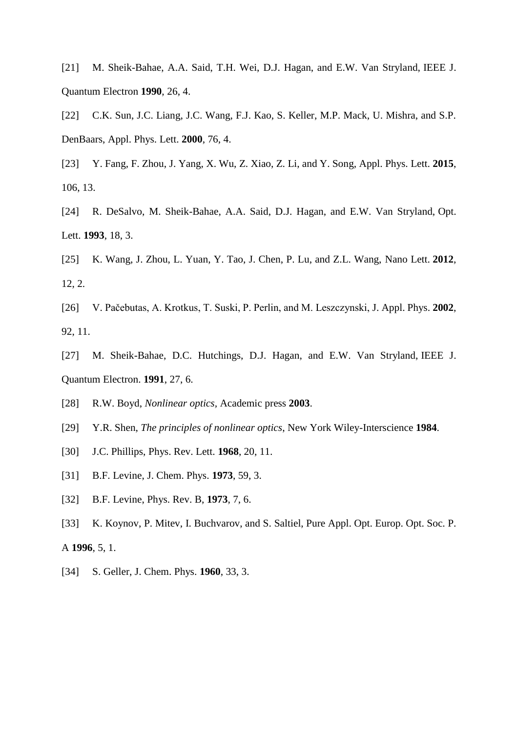[21] M. Sheik-Bahae, A.A. Said, T.H. Wei, D.J. Hagan, and E.W. Van Stryland, IEEE J. Quantum Electron **1990**, 26, 4.

[22] C.K. Sun, J.C. Liang, J.C. Wang, F.J. Kao, S. Keller, M.P. Mack, U. Mishra, and S.P. DenBaars, Appl. Phys. Lett. **2000**, 76, 4.

[23] Y. Fang, F. Zhou, J. Yang, X. Wu, Z. Xiao, Z. Li, and Y. Song, Appl. Phys. Lett. **2015**, 106, 13.

[24] R. DeSalvo, M. Sheik-Bahae, A.A. Said, D.J. Hagan, and E.W. Van Stryland, Opt. Lett. **1993**, 18, 3.

[25] K. Wang, J. Zhou, L. Yuan, Y. Tao, J. Chen, P. Lu, and Z.L. Wang, Nano Lett. **2012**, 12, 2.

[26] V. Pačebutas, A. Krotkus, T. Suski, P. Perlin, and M. Leszczynski, J. Appl. Phys. **2002**, 92, 11.

[27] M. Sheik-Bahae, D.C. Hutchings, D.J. Hagan, and E.W. Van Stryland, IEEE J. Quantum Electron. **1991**, 27, 6.

[28] R.W. Boyd, *Nonlinear optics*, Academic press **2003**.

[29] Y.R. Shen, *The principles of nonlinear optics*, New York Wiley-Interscience **1984**.

[30] J.C. Phillips, Phys. Rev. Lett. **1968**, 20, 11.

[31] B.F. Levine, J. Chem. Phys. **1973**, 59, 3.

[32] B.F. Levine, Phys. Rev. B, **1973**, 7, 6.

[33] K. Koynov, P. Mitev, I. Buchvarov, and S. Saltiel, Pure Appl. Opt. Europ. Opt. Soc. P. A **1996**, 5, 1.

[34] S. Geller, J. Chem. Phys. **1960**, 33, 3.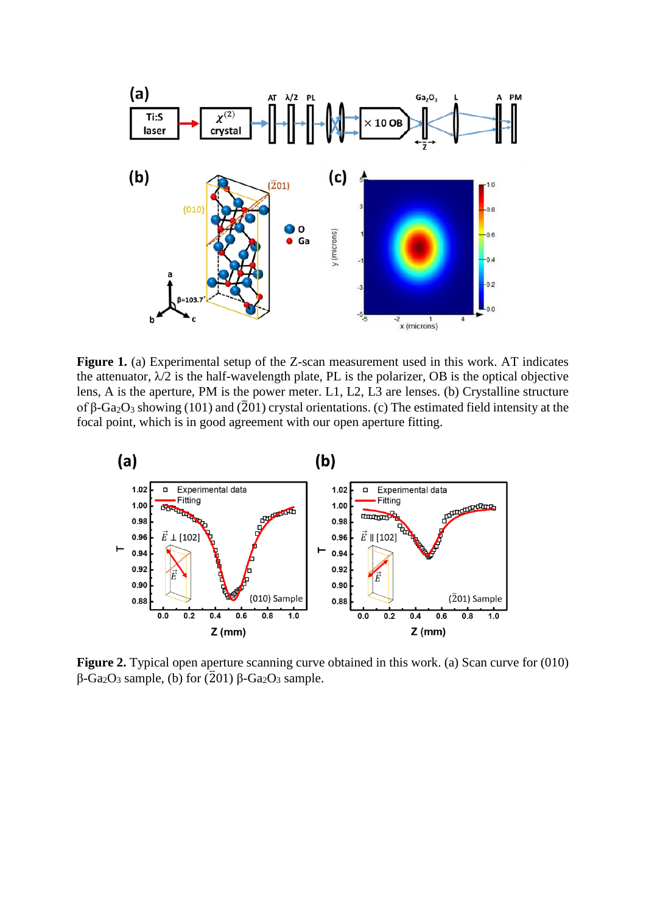**Figure 1.** (a) Experimental setup of the Z-scan measurement used in this work. AT indicates the attenuator, λ/2 is the half-wavelength plate, PL is the polarizer, OB is the optical objective lens, A is the aperture, PM is the power meter. L1, L2, L3 are lenses. (b) Crystalline structure of β-$Ga_2O_3$ showing (101) and ($\bar{2}$01) crystal orientations. (c) The estimated field intensity at the focal point, which is in good agreement with our open aperture fitting.

**Figure 2.** Typical open aperture scanning curve obtained in this work. (a) Scan curve for (010) β-$Ga_2O_3$ sample, (b) for ($\bar{2}$01) β-$Ga_2O_3$ sample.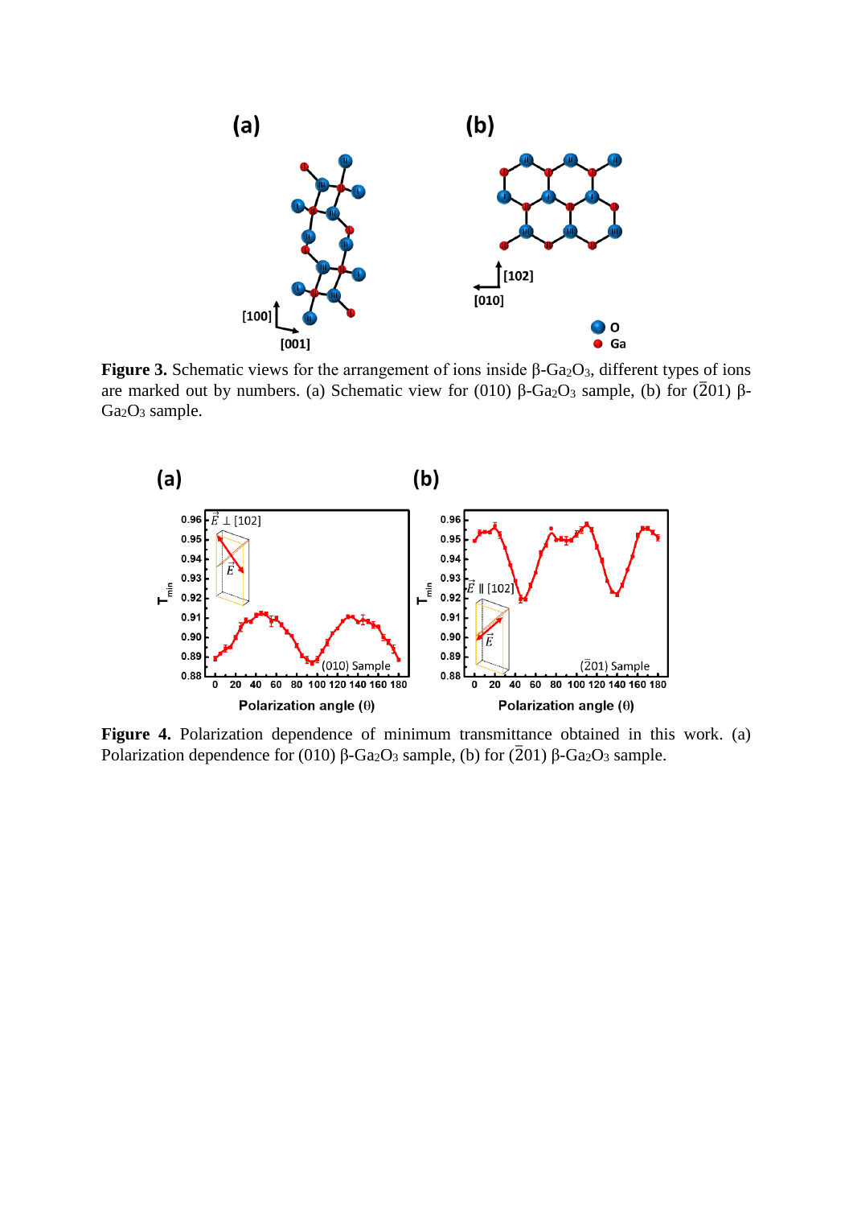**Figure 3.** Schematic views for the arrangement of ions inside β-$Ga_2O_3$, different types of ions are marked out by numbers. (a) Schematic view for (010) β-$Ga_2O_3$ sample, (b) for ($\bar{2}01$) β-$Ga_2O_3$ sample.

**Figure 4.** Polarization dependence of minimum transmittance obtained in this work. (a) Polarization dependence for (010) β-$Ga_2O_3$ sample, (b) for ($\bar{2}01$) β-$Ga_2O_3$ sample.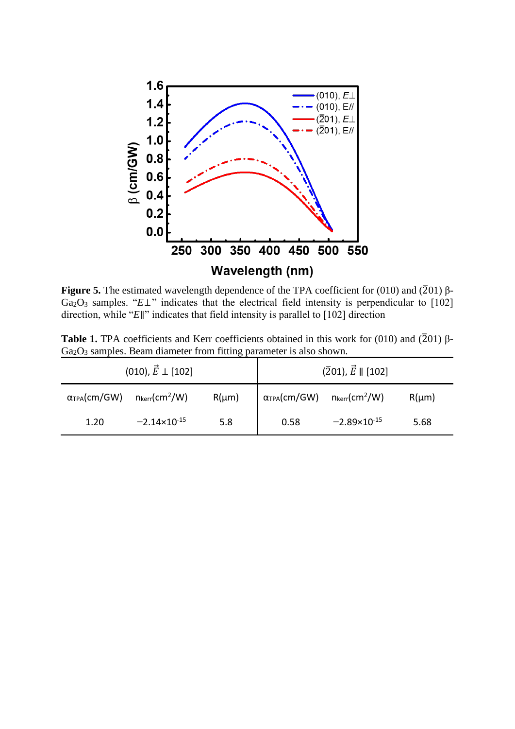1.6
1.4
1.2
1.0
0.8
0.6
0.4
0.2
0.0

β (cm/GW)

250 300 350 400 450 500 550

Wavelength (nm)

(010), E⊥
(010), E//
($\bar{2}$01), E⊥
($\bar{2}$01), E//

**Figure 5.** The estimated wavelength dependence of the TPA coefficient for (010) and ($\bar{2}$01) β-$Ga_2O_3$ samples. "*E*⊥" indicates that the electrical field intensity is perpendicular to [102] direction, while "*E*∥" indicates that field intensity is parallel to [102] direction

**Table 1.** TPA coefficients and Kerr coefficients obtained in this work for (010) and ($\bar{2}$01) β-$Ga_2O_3$ samples. Beam diameter from fitting parameter is also shown.

| (010), $\vec{E} \perp$ [102] | | | ($\bar{2}$01), $\vec{E} \parallel$ [102] | | |
|---|---|---|---|---|---|
| $\alpha_{TPA}$(cm/GW) | $n_{kerr}$($cm^2$/W) | R(μm) | $\alpha_{TPA}$(cm/GW) | $n_{kerr}$($cm^2$/W) | R(μm) |
| 1.20 | $-2.14\times10^{-15}$ | 5.8 | 0.58 | $-2.89\times10^{-15}$ | 5.68 |